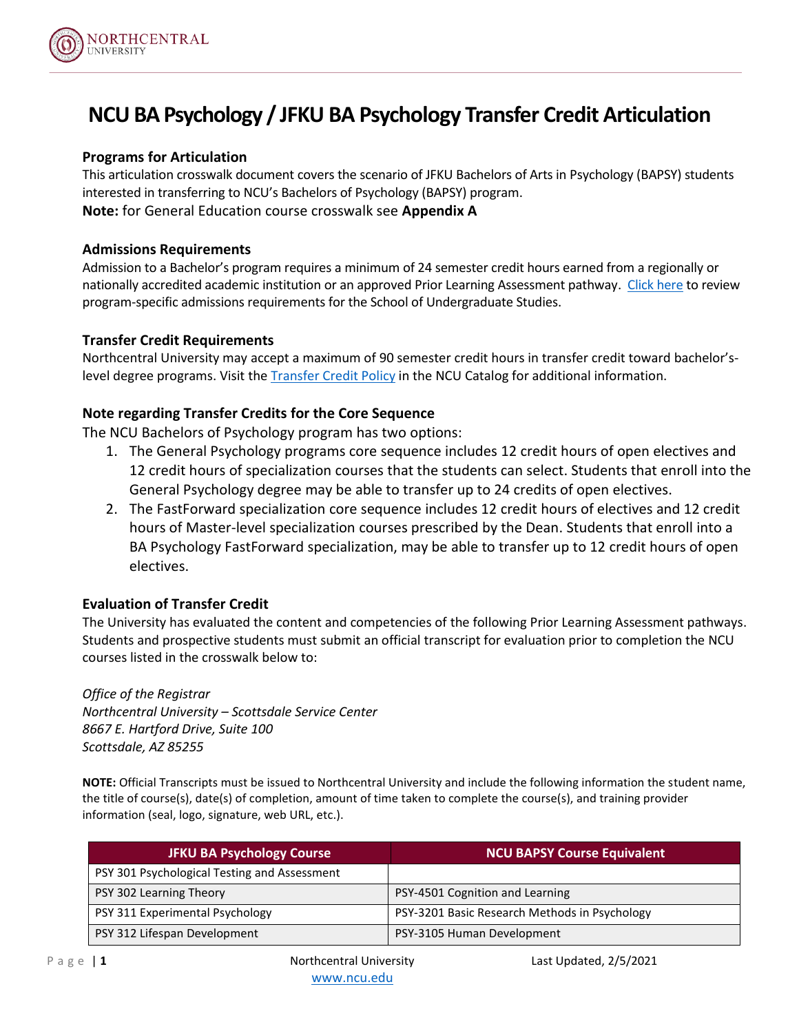# NCU BA Psychology / JFKU BA Psychology Transfer Credit Articulation

### Programs for Articulation

This articulation crosswalk document covers the scenario of JFKU Bachelors of Arts in Psychology (BAPSY) students interested in transferring to NCU's Bachelors of Psychology (BAPSY) program.

**Note:** for General Education course crosswalk see **Appendix A**

### Admissions Requirements

Admission to a Bachelor's program requires a minimum of 24 semester credit hours earned from a regionally or nationally accredited academic institution or an approved Prior Learning Assessment pathway. Click here to review program-specific admissions requirements for the School of Undergraduate Studies.

### Transfer Credit Requirements

Northcentral University may accept a maximum of 90 semester credit hours in transfer credit toward bachelor's-level degree programs. Visit the Transfer Credit Policy in the NCU Catalog for additional information.

### Note regarding Transfer Credits for the Core Sequence

The NCU Bachelors of Psychology program has two options:

1. The General Psychology programs core sequence includes 12 credit hours of open electives and 12 credit hours of specialization courses that the students can select. Students that enroll into the General Psychology degree may be able to transfer up to 24 credits of open electives.
2. The FastForward specialization core sequence includes 12 credit hours of electives and 12 credit hours of Master-level specialization courses prescribed by the Dean. Students that enroll into a BA Psychology FastForward specialization, may be able to transfer up to 12 credit hours of open electives.

### Evaluation of Transfer Credit

The University has evaluated the content and competencies of the following Prior Learning Assessment pathways. Students and prospective students must submit an official transcript for evaluation prior to completion the NCU courses listed in the crosswalk below to:

*Office of the Registrar*
*Northcentral University – Scottsdale Service Center*
*8667 E. Hartford Drive, Suite 100*
*Scottsdale, AZ 85255*

**NOTE:** Official Transcripts must be issued to Northcentral University and include the following information the student name, the title of course(s), date(s) of completion, amount of time taken to complete the course(s), and training provider information (seal, logo, signature, web URL, etc.).

| JFKU BA Psychology Course | NCU BAPSY Course Equivalent |
|---|---|
| PSY 301 Psychological Testing and Assessment | |
| PSY 302 Learning Theory | PSY-4501 Cognition and Learning |
| PSY 311 Experimental Psychology | PSY-3201 Basic Research Methods in Psychology |
| PSY 312 Lifespan Development | PSY-3105 Human Development |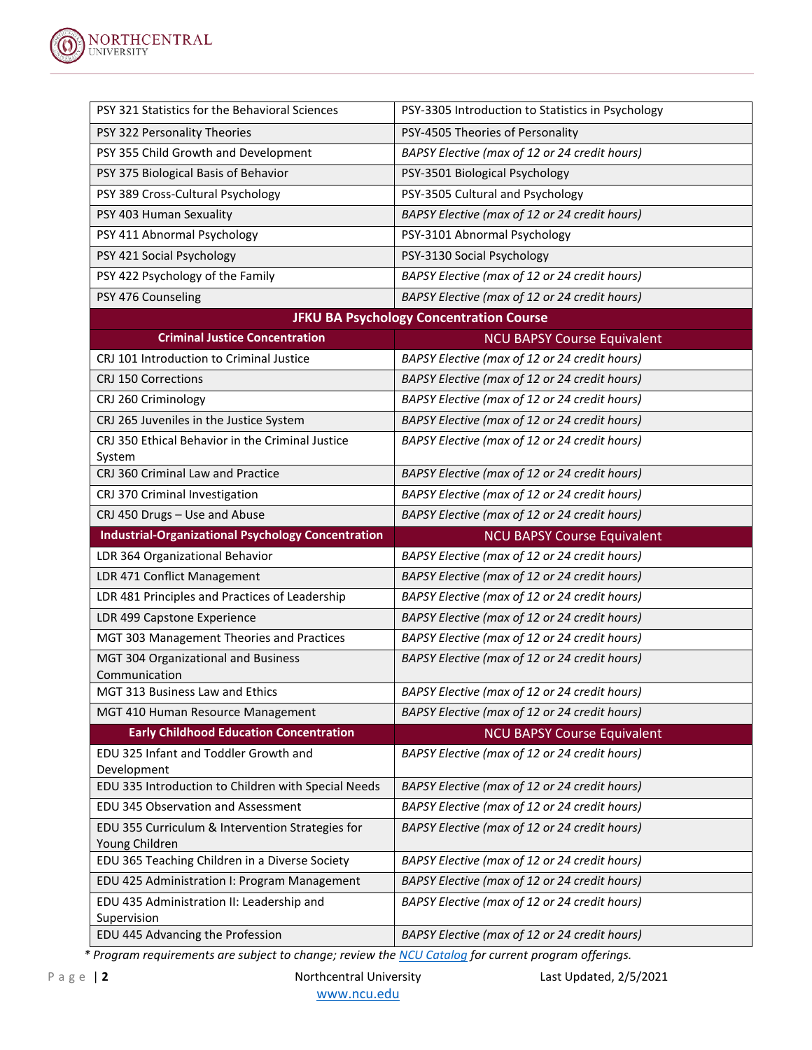| | |
|---|---|
| PSY 321 Statistics for the Behavioral Sciences | PSY-3305 Introduction to Statistics in Psychology |
| PSY 322 Personality Theories | PSY-4505 Theories of Personality |
| PSY 355 Child Growth and Development | *BAPSY Elective (max of 12 or 24 credit hours)* |
| PSY 375 Biological Basis of Behavior | PSY-3501 Biological Psychology |
| PSY 389 Cross-Cultural Psychology | PSY-3505 Cultural and Psychology |
| PSY 403 Human Sexuality | *BAPSY Elective (max of 12 or 24 credit hours)* |
| PSY 411 Abnormal Psychology | PSY-3101 Abnormal Psychology |
| PSY 421 Social Psychology | PSY-3130 Social Psychology |
| PSY 422 Psychology of the Family | *BAPSY Elective (max of 12 or 24 credit hours)* |
| PSY 476 Counseling | *BAPSY Elective (max of 12 or 24 credit hours)* |
| **JFKU BA Psychology Concentration Course** | |
| **Criminal Justice Concentration** | NCU BAPSY Course Equivalent |
| CRJ 101 Introduction to Criminal Justice | *BAPSY Elective (max of 12 or 24 credit hours)* |
| CRJ 150 Corrections | *BAPSY Elective (max of 12 or 24 credit hours)* |
| CRJ 260 Criminology | *BAPSY Elective (max of 12 or 24 credit hours)* |
| CRJ 265 Juveniles in the Justice System | *BAPSY Elective (max of 12 or 24 credit hours)* |
| CRJ 350 Ethical Behavior in the Criminal Justice System | *BAPSY Elective (max of 12 or 24 credit hours)* |
| CRJ 360 Criminal Law and Practice | *BAPSY Elective (max of 12 or 24 credit hours)* |
| CRJ 370 Criminal Investigation | *BAPSY Elective (max of 12 or 24 credit hours)* |
| CRJ 450 Drugs – Use and Abuse | *BAPSY Elective (max of 12 or 24 credit hours)* |
| **Industrial-Organizational Psychology Concentration** | NCU BAPSY Course Equivalent |
| LDR 364 Organizational Behavior | *BAPSY Elective (max of 12 or 24 credit hours)* |
| LDR 471 Conflict Management | *BAPSY Elective (max of 12 or 24 credit hours)* |
| LDR 481 Principles and Practices of Leadership | *BAPSY Elective (max of 12 or 24 credit hours)* |
| LDR 499 Capstone Experience | *BAPSY Elective (max of 12 or 24 credit hours)* |
| MGT 303 Management Theories and Practices | *BAPSY Elective (max of 12 or 24 credit hours)* |
| MGT 304 Organizational and Business Communication | *BAPSY Elective (max of 12 or 24 credit hours)* |
| MGT 313 Business Law and Ethics | *BAPSY Elective (max of 12 or 24 credit hours)* |
| MGT 410 Human Resource Management | *BAPSY Elective (max of 12 or 24 credit hours)* |
| **Early Childhood Education Concentration** | NCU BAPSY Course Equivalent |
| EDU 325 Infant and Toddler Growth and Development | *BAPSY Elective (max of 12 or 24 credit hours)* |
| EDU 335 Introduction to Children with Special Needs | *BAPSY Elective (max of 12 or 24 credit hours)* |
| EDU 345 Observation and Assessment | *BAPSY Elective (max of 12 or 24 credit hours)* |
| EDU 355 Curriculum & Intervention Strategies for Young Children | *BAPSY Elective (max of 12 or 24 credit hours)* |
| EDU 365 Teaching Children in a Diverse Society | *BAPSY Elective (max of 12 or 24 credit hours)* |
| EDU 425 Administration I: Program Management | *BAPSY Elective (max of 12 or 24 credit hours)* |
| EDU 435 Administration II: Leadership and Supervision | *BAPSY Elective (max of 12 or 24 credit hours)* |
| EDU 445 Advancing the Profession | *BAPSY Elective (max of 12 or 24 credit hours)* |

*\* Program requirements are subject to change; review the NCU Catalog for current program offerings.*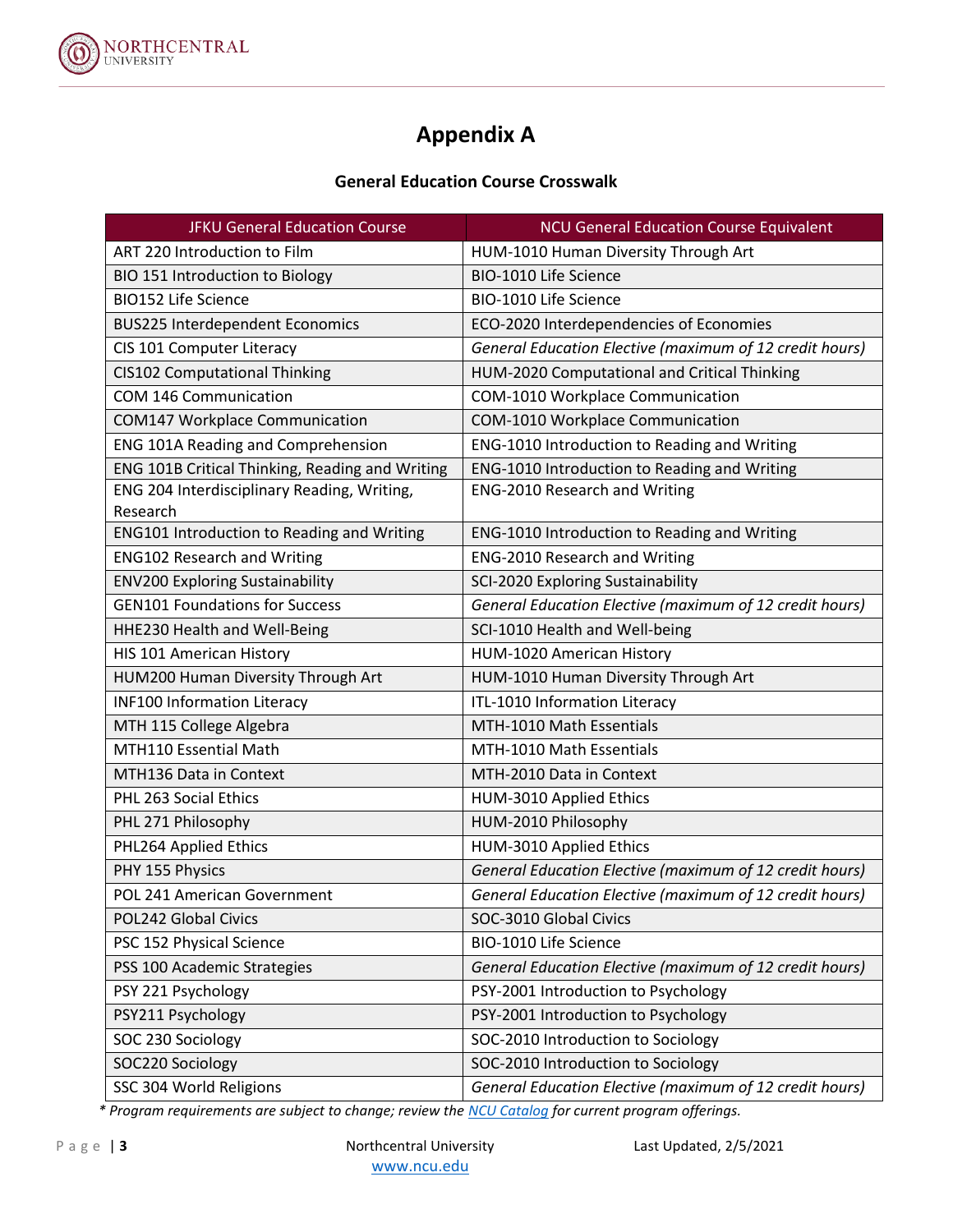# Appendix A

### General Education Course Crosswalk

| JFKU General Education Course | NCU General Education Course Equivalent |
|---|---|
| ART 220 Introduction to Film | HUM-1010 Human Diversity Through Art |
| BIO 151 Introduction to Biology | BIO-1010 Life Science |
| BIO152 Life Science | BIO-1010 Life Science |
| BUS225 Interdependent Economics | ECO-2020 Interdependencies of Economies |
| CIS 101 Computer Literacy | *General Education Elective (maximum of 12 credit hours)* |
| CIS102 Computational Thinking | HUM-2020 Computational and Critical Thinking |
| COM 146 Communication | COM-1010 Workplace Communication |
| COM147 Workplace Communication | COM-1010 Workplace Communication |
| ENG 101A Reading and Comprehension | ENG-1010 Introduction to Reading and Writing |
| ENG 101B Critical Thinking, Reading and Writing | ENG-1010 Introduction to Reading and Writing |
| ENG 204 Interdisciplinary Reading, Writing, Research | ENG-2010 Research and Writing |
| ENG101 Introduction to Reading and Writing | ENG-1010 Introduction to Reading and Writing |
| ENG102 Research and Writing | ENG-2010 Research and Writing |
| ENV200 Exploring Sustainability | SCI-2020 Exploring Sustainability |
| GEN101 Foundations for Success | *General Education Elective (maximum of 12 credit hours)* |
| HHE230 Health and Well-Being | SCI-1010 Health and Well-being |
| HIS 101 American History | HUM-1020 American History |
| HUM200 Human Diversity Through Art | HUM-1010 Human Diversity Through Art |
| INF100 Information Literacy | ITL-1010 Information Literacy |
| MTH 115 College Algebra | MTH-1010 Math Essentials |
| MTH110 Essential Math | MTH-1010 Math Essentials |
| MTH136 Data in Context | MTH-2010 Data in Context |
| PHL 263 Social Ethics | HUM-3010 Applied Ethics |
| PHL 271 Philosophy | HUM-2010 Philosophy |
| PHL264 Applied Ethics | HUM-3010 Applied Ethics |
| PHY 155 Physics | *General Education Elective (maximum of 12 credit hours)* |
| POL 241 American Government | *General Education Elective (maximum of 12 credit hours)* |
| POL242 Global Civics | SOC-3010 Global Civics |
| PSC 152 Physical Science | BIO-1010 Life Science |
| PSS 100 Academic Strategies | *General Education Elective (maximum of 12 credit hours)* |
| PSY 221 Psychology | PSY-2001 Introduction to Psychology |
| PSY211 Psychology | PSY-2001 Introduction to Psychology |
| SOC 230 Sociology | SOC-2010 Introduction to Sociology |
| SOC220 Sociology | SOC-2010 Introduction to Sociology |
| SSC 304 World Religions | *General Education Elective (maximum of 12 credit hours)* |

*\* Program requirements are subject to change; review the NCU Catalog for current program offerings.*